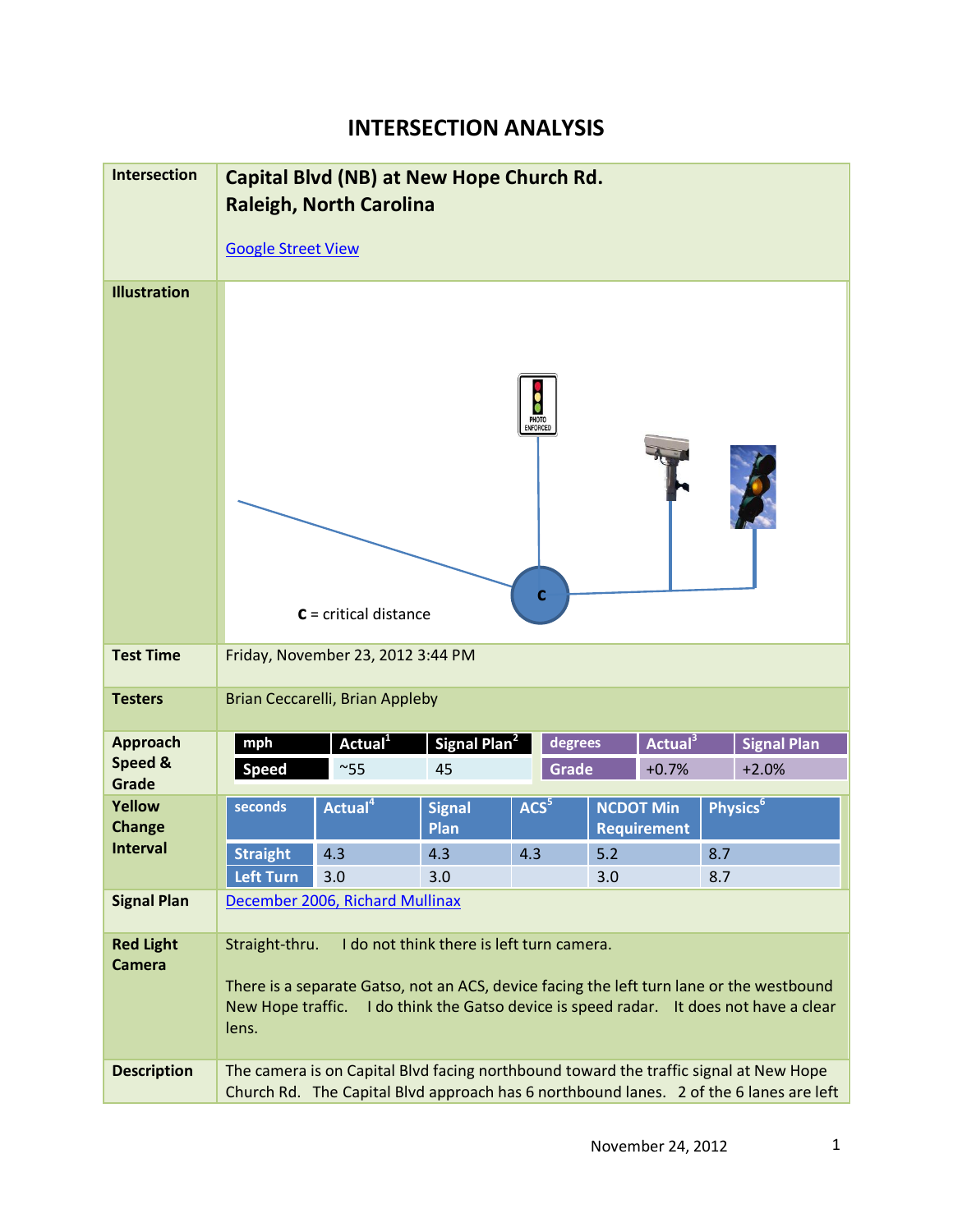# INTERSECTION ANALYSIS

| | |
|---|---|
| **Intersection** | **Capital Blvd (NB) at New Hope Church Rd.**<br>**Raleigh, North Carolina**<br><br>[Google Street View] |
| **Illustration** | PHOTO ENFORCED<br>c<br>**c** = critical distance |
| **Test Time** | Friday, November 23, 2012 3:44 PM |
| **Testers** | Brian Ceccarelli, Brian Appleby |
| **Approach Speed & Grade** | see below |
| **Yellow Change Interval** | see below |
| **Signal Plan** | [December 2006, Richard Mullinax] |
| **Red Light Camera** | Straight-thru. I do not think there is left turn camera.<br><br>There is a separate Gatso, not an ACS, device facing the left turn lane or the westbound New Hope traffic. I do think the Gatso device is speed radar. It does not have a clear lens. |
| **Description** | The camera is on Capital Blvd facing northbound toward the traffic signal at New Hope Church Rd. The Capital Blvd approach has 6 northbound lanes. 2 of the 6 lanes are left |

**Approach Speed & Grade**

| mph | Actual[1] | Signal Plan[2] |
|---|---|---|
| Speed | ~55 | 45 |

| degrees | Actual[3] | Signal Plan |
|---|---|---|
| Grade | +0.7% | +2.0% |

**Yellow Change Interval**

| seconds | Actual[4] | Signal Plan | ACS[5] | NCDOT Min Requirement | Physics[6] |
|---|---|---|---|---|---|
| Straight | 4.3 | 4.3 | 4.3 | 5.2 | 8.7 |
| Left Turn | 3.0 | 3.0 | | 3.0 | 8.7 |

November 24, 2012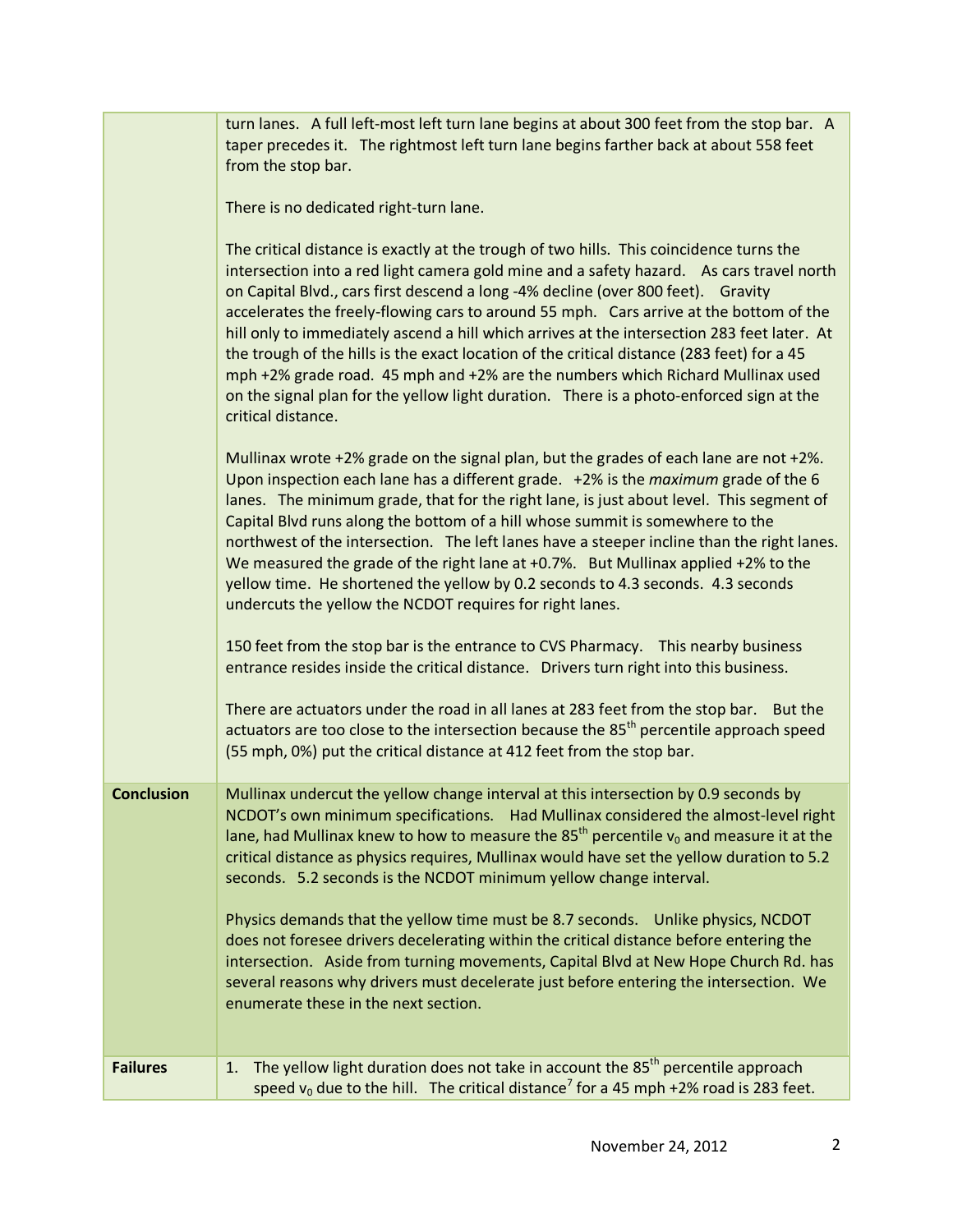| | |
|---|---|
| | turn lanes. A full left-most left turn lane begins at about 300 feet from the stop bar. A taper precedes it. The rightmost left turn lane begins farther back at about 558 feet from the stop bar.<br><br>There is no dedicated right-turn lane.<br><br>The critical distance is exactly at the trough of two hills. This coincidence turns the intersection into a red light camera gold mine and a safety hazard. As cars travel north on Capital Blvd., cars first descend a long -4% decline (over 800 feet). Gravity accelerates the freely-flowing cars to around 55 mph. Cars arrive at the bottom of the hill only to immediately ascend a hill which arrives at the intersection 283 feet later. At the trough of the hills is the exact location of the critical distance (283 feet) for a 45 mph +2% grade road. 45 mph and +2% are the numbers which Richard Mullinax used on the signal plan for the yellow light duration. There is a photo-enforced sign at the critical distance.<br><br>Mullinax wrote +2% grade on the signal plan, but the grades of each lane are not +2%. Upon inspection each lane has a different grade. +2% is the *maximum* grade of the 6 lanes. The minimum grade, that for the right lane, is just about level. This segment of Capital Blvd runs along the bottom of a hill whose summit is somewhere to the northwest of the intersection. The left lanes have a steeper incline than the right lanes. We measured the grade of the right lane at +0.7%. But Mullinax applied +2% to the yellow time. He shortened the yellow by 0.2 seconds to 4.3 seconds. 4.3 seconds undercuts the yellow the NCDOT requires for right lanes.<br><br>150 feet from the stop bar is the entrance to CVS Pharmacy. This nearby business entrance resides inside the critical distance. Drivers turn right into this business.<br><br>There are actuators under the road in all lanes at 283 feet from the stop bar. But the actuators are too close to the intersection because the 85th percentile approach speed (55 mph, 0%) put the critical distance at 412 feet from the stop bar. |
| **Conclusion** | Mullinax undercut the yellow change interval at this intersection by 0.9 seconds by NCDOT's own minimum specifications. Had Mullinax considered the almost-level right lane, had Mullinax knew to how to measure the 85th percentile $v_0$ and measure it at the critical distance as physics requires, Mullinax would have set the yellow duration to 5.2 seconds. 5.2 seconds is the NCDOT minimum yellow change interval.<br><br>Physics demands that the yellow time must be 8.7 seconds. Unlike physics, NCDOT does not foresee drivers decelerating within the critical distance before entering the intersection. Aside from turning movements, Capital Blvd at New Hope Church Rd. has several reasons why drivers must decelerate just before entering the intersection. We enumerate these in the next section. |
| **Failures** | 1. The yellow light duration does not take in account the 85th percentile approach speed $v_0$ due to the hill. The critical distance[7] for a 45 mph +2% road is 283 feet. |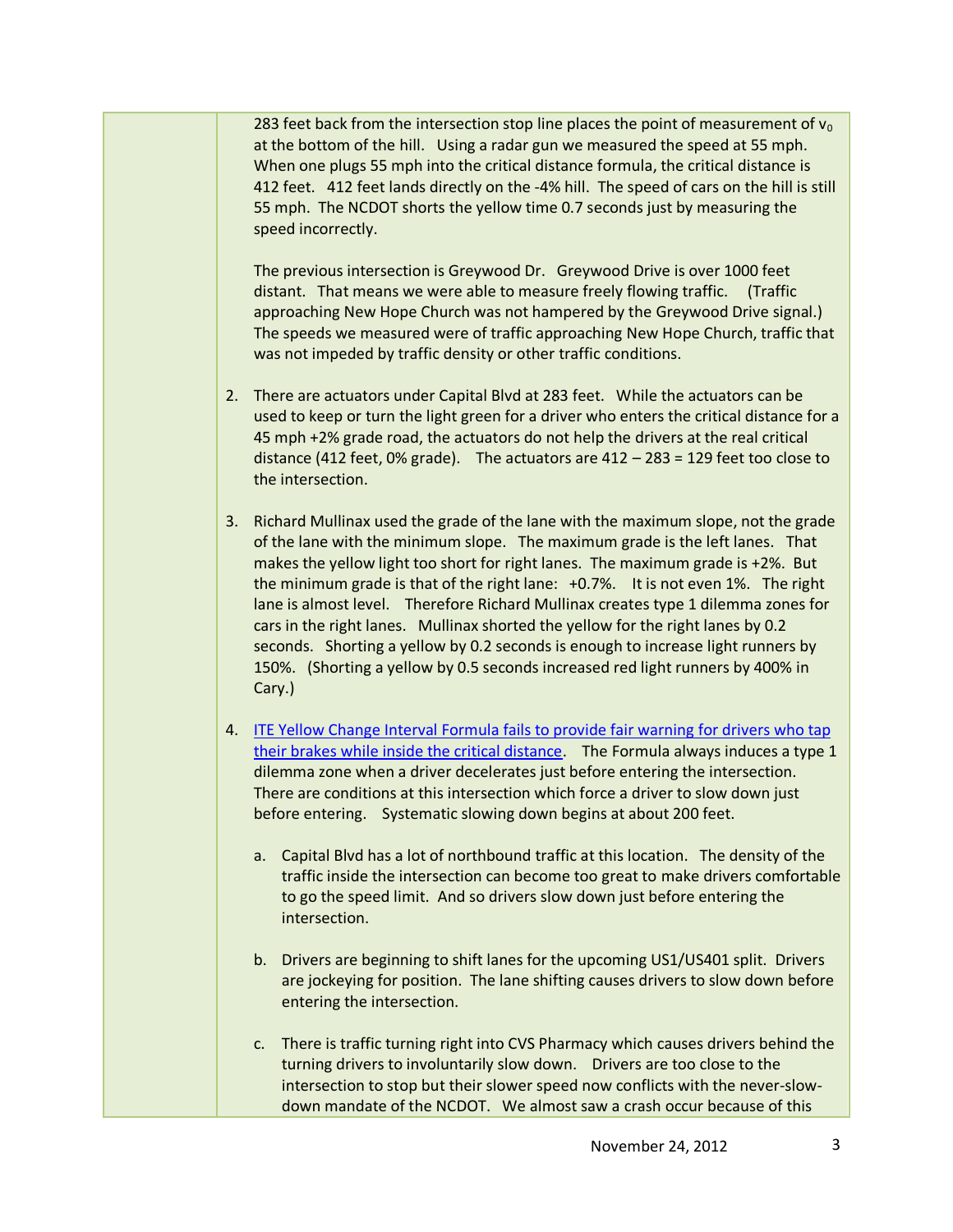283 feet back from the intersection stop line places the point of measurement of $v_0$ at the bottom of the hill. Using a radar gun we measured the speed at 55 mph. When one plugs 55 mph into the critical distance formula, the critical distance is 412 feet. 412 feet lands directly on the -4% hill. The speed of cars on the hill is still 55 mph. The NCDOT shorts the yellow time 0.7 seconds just by measuring the speed incorrectly.

The previous intersection is Greywood Dr. Greywood Drive is over 1000 feet distant. That means we were able to measure freely flowing traffic. (Traffic approaching New Hope Church was not hampered by the Greywood Drive signal.) The speeds we measured were of traffic approaching New Hope Church, traffic that was not impeded by traffic density or other traffic conditions.

2. There are actuators under Capital Blvd at 283 feet. While the actuators can be used to keep or turn the light green for a driver who enters the critical distance for a 45 mph +2% grade road, the actuators do not help the drivers at the real critical distance (412 feet, 0% grade). The actuators are 412 – 283 = 129 feet too close to the intersection.

3. Richard Mullinax used the grade of the lane with the maximum slope, not the grade of the lane with the minimum slope. The maximum grade is the left lanes. That makes the yellow light too short for right lanes. The maximum grade is +2%. But the minimum grade is that of the right lane: +0.7%. It is not even 1%. The right lane is almost level. Therefore Richard Mullinax creates type 1 dilemma zones for cars in the right lanes. Mullinax shorted the yellow for the right lanes by 0.2 seconds. Shorting a yellow by 0.2 seconds is enough to increase light runners by 150%. (Shorting a yellow by 0.5 seconds increased red light runners by 400% in Cary.)

4. ITE Yellow Change Interval Formula fails to provide fair warning for drivers who tap their brakes while inside the critical distance. The Formula always induces a type 1 dilemma zone when a driver decelerates just before entering the intersection. There are conditions at this intersection which force a driver to slow down just before entering. Systematic slowing down begins at about 200 feet.

   a. Capital Blvd has a lot of northbound traffic at this location. The density of the traffic inside the intersection can become too great to make drivers comfortable to go the speed limit. And so drivers slow down just before entering the intersection.

   b. Drivers are beginning to shift lanes for the upcoming US1/US401 split. Drivers are jockeying for position. The lane shifting causes drivers to slow down before entering the intersection.

   c. There is traffic turning right into CVS Pharmacy which causes drivers behind the turning drivers to involuntarily slow down. Drivers are too close to the intersection to stop but their slower speed now conflicts with the never-slow-down mandate of the NCDOT. We almost saw a crash occur because of this

November 24, 2012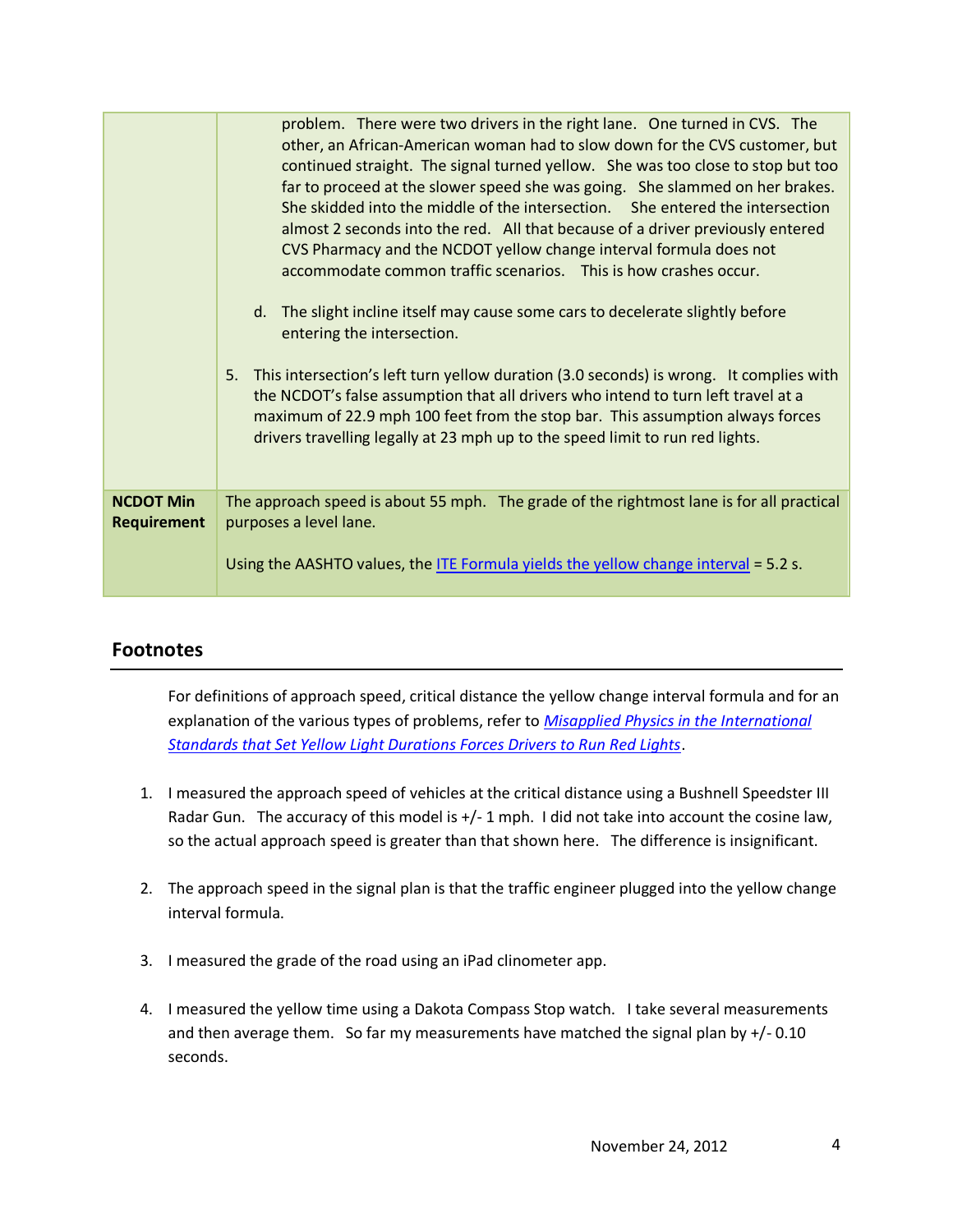| | |
|---|---|
| | problem. There were two drivers in the right lane. One turned in CVS. The other, an African-American woman had to slow down for the CVS customer, but continued straight. The signal turned yellow. She was too close to stop but too far to proceed at the slower speed she was going. She slammed on her brakes. She skidded into the middle of the intersection. She entered the intersection almost 2 seconds into the red. All that because of a driver previously entered CVS Pharmacy and the NCDOT yellow change interval formula does not accommodate common traffic scenarios. This is how crashes occur.<br><br>d. The slight incline itself may cause some cars to decelerate slightly before entering the intersection.<br><br>5. This intersection's left turn yellow duration (3.0 seconds) is wrong. It complies with the NCDOT's false assumption that all drivers who intend to turn left travel at a maximum of 22.9 mph 100 feet from the stop bar. This assumption always forces drivers travelling legally at 23 mph up to the speed limit to run red lights. |
| **NCDOT Min Requirement** | The approach speed is about 55 mph. The grade of the rightmost lane is for all practical purposes a level lane.<br><br>Using the AASHTO values, the ITE Formula yields the yellow change interval = 5.2 s. |

## Footnotes

For definitions of approach speed, critical distance the yellow change interval formula and for an explanation of the various types of problems, refer to *Misapplied Physics in the International Standards that Set Yellow Light Durations Forces Drivers to Run Red Lights*.

1. I measured the approach speed of vehicles at the critical distance using a Bushnell Speedster III Radar Gun. The accuracy of this model is +/- 1 mph. I did not take into account the cosine law, so the actual approach speed is greater than that shown here. The difference is insignificant.

2. The approach speed in the signal plan is that the traffic engineer plugged into the yellow change interval formula.

3. I measured the grade of the road using an iPad clinometer app.

4. I measured the yellow time using a Dakota Compass Stop watch. I take several measurements and then average them. So far my measurements have matched the signal plan by +/- 0.10 seconds.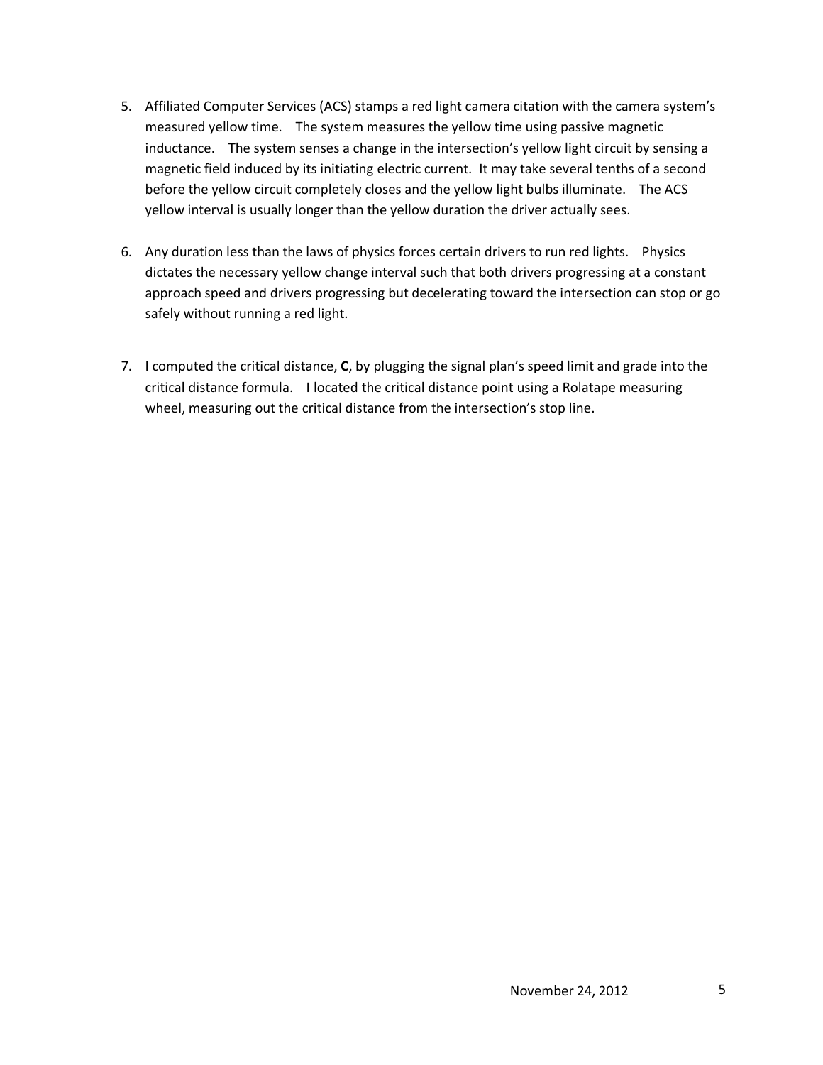5. Affiliated Computer Services (ACS) stamps a red light camera citation with the camera system's measured yellow time. The system measures the yellow time using passive magnetic inductance. The system senses a change in the intersection's yellow light circuit by sensing a magnetic field induced by its initiating electric current. It may take several tenths of a second before the yellow circuit completely closes and the yellow light bulbs illuminate. The ACS yellow interval is usually longer than the yellow duration the driver actually sees.

6. Any duration less than the laws of physics forces certain drivers to run red lights. Physics dictates the necessary yellow change interval such that both drivers progressing at a constant approach speed and drivers progressing but decelerating toward the intersection can stop or go safely without running a red light.

7. I computed the critical distance, **C**, by plugging the signal plan's speed limit and grade into the critical distance formula. I located the critical distance point using a Rolatape measuring wheel, measuring out the critical distance from the intersection's stop line.